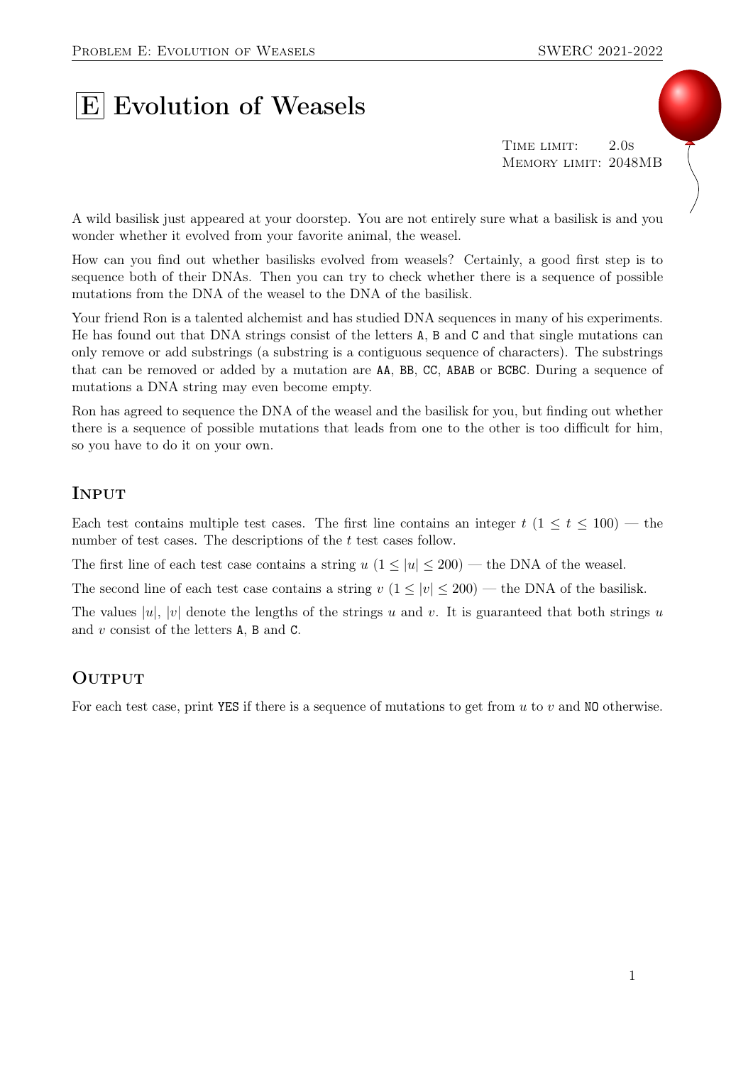# E Evolution of Weasels

Time limit: 2.0s
Memory limit: 2048MB

A wild basilisk just appeared at your doorstep. You are not entirely sure what a basilisk is and you wonder whether it evolved from your favorite animal, the weasel.

How can you find out whether basilisks evolved from weasels? Certainly, a good first step is to sequence both of their DNAs. Then you can try to check whether there is a sequence of possible mutations from the DNA of the weasel to the DNA of the basilisk.

Your friend Ron is a talented alchemist and has studied DNA sequences in many of his experiments. He has found out that DNA strings consist of the letters `A`, `B` and `C` and that single mutations can only remove or add substrings (a substring is a contiguous sequence of characters). The substrings that can be removed or added by a mutation are `AA`, `BB`, `CC`, `ABAB` or `BCBC`. During a sequence of mutations a DNA string may even become empty.

Ron has agreed to sequence the DNA of the weasel and the basilisk for you, but finding out whether there is a sequence of possible mutations that leads from one to the other is too difficult for him, so you have to do it on your own.

## Input

Each test contains multiple test cases. The first line contains an integer $t$ ($1 \le t \le 100$) — the number of test cases. The descriptions of the $t$ test cases follow.

The first line of each test case contains a string $u$ ($1 \le |u| \le 200$) — the DNA of the weasel.

The second line of each test case contains a string $v$ ($1 \le |v| \le 200$) — the DNA of the basilisk.

The values $|u|$, $|v|$ denote the lengths of the strings $u$ and $v$. It is guaranteed that both strings $u$ and $v$ consist of the letters `A`, `B` and `C`.

## Output

For each test case, print `YES` if there is a sequence of mutations to get from $u$ to $v$ and `NO` otherwise.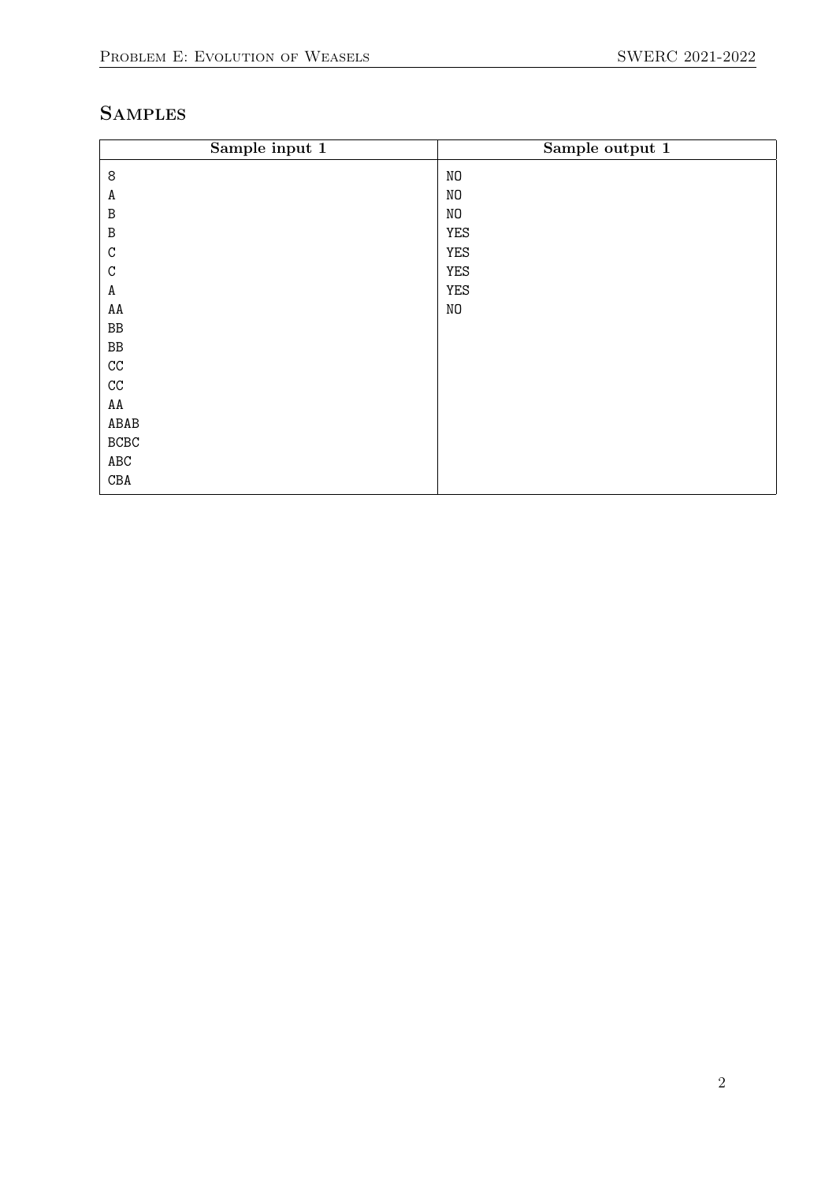## Samples

| Sample input 1 | Sample output 1 |
|---|---|
| 8<br>A<br>B<br>B<br>C<br>C<br>A<br>AA<br>BB<br>BB<br>CC<br>CC<br>AA<br>ABAB<br>BCBC<br>ABC<br>CBA | NO<br>NO<br>NO<br>YES<br>YES<br>YES<br>YES<br>NO |